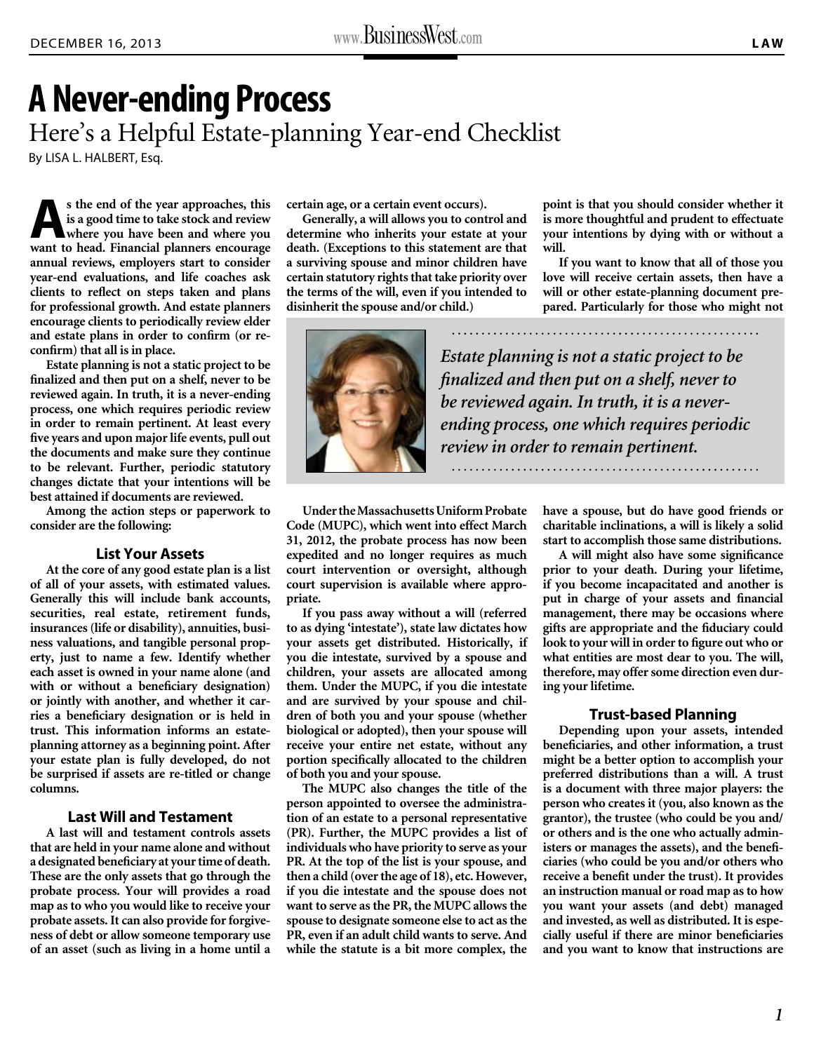# A Never-ending Process

## Here's a Helpful Estate-planning Year-end Checklist

By LISA L. HALBERT, Esq.

**As the end of the year approaches, this is a good time to take stock and review where you have been and where you want to head. Financial planners encourage annual reviews, employers start to consider year-end evaluations, and life coaches ask clients to reflect on steps taken and plans for professional growth. And estate planners encourage clients to periodically review elder and estate plans in order to confirm (or re-confirm) that all is in place.**

**Estate planning is not a static project to be finalized and then put on a shelf, never to be reviewed again. In truth, it is a never-ending process, one which requires periodic review in order to remain pertinent. At least every five years and upon major life events, pull out the documents and make sure they continue to be relevant. Further, periodic statutory changes dictate that your intentions will be best attained if documents are reviewed.**

**Among the action steps or paperwork to consider are the following:**

### List Your Assets

**At the core of any good estate plan is a list of all of your assets, with estimated values. Generally this will include bank accounts, securities, real estate, retirement funds, insurances (life or disability), annuities, business valuations, and tangible personal property, just to name a few. Identify whether each asset is owned in your name alone (and with or without a beneficiary designation) or jointly with another, and whether it carries a beneficiary designation or is held in trust. This information informs an estate-planning attorney as a beginning point. After your estate plan is fully developed, do not be surprised if assets are re-titled or change columns.**

### Last Will and Testament

**A last will and testament controls assets that are held in your name alone and without a designated beneficiary at your time of death. These are the only assets that go through the probate process. Your will provides a road map as to who you would like to receive your probate assets. It can also provide for forgiveness of debt or allow someone temporary use of an asset (such as living in a home until a certain age, or a certain event occurs).**

**Generally, a will allows you to control and determine who inherits your estate at your death. (Exceptions to this statement are that a surviving spouse and minor children have certain statutory rights that take priority over the terms of the will, even if you intended to disinherit the spouse and/or child.)**

**Under the Massachusetts Uniform Probate Code (MUPC), which went into effect March 31, 2012, the probate process has now been expedited and no longer requires as much court intervention or oversight, although court supervision is available where appropriate.**

**If you pass away without a will (referred to as dying 'intestate'), state law dictates how your assets get distributed. Historically, if you die intestate, survived by a spouse and children, your assets are allocated among them. Under the MUPC, if you die intestate and are survived by your spouse and children of both you and your spouse (whether biological or adopted), then your spouse will receive your entire net estate, without any portion specifically allocated to the children of both you and your spouse.**

**The MUPC also changes the title of the person appointed to oversee the administration of an estate to a personal representative (PR). Further, the MUPC provides a list of individuals who have priority to serve as your PR. At the top of the list is your spouse, and then a child (over the age of 18), etc. However, if you die intestate and the spouse does not want to serve as the PR, the MUPC allows the spouse to designate someone else to act as the PR, even if an adult child wants to serve. And while the statute is a bit more complex, the point is that you should consider whether it is more thoughtful and prudent to effectuate your intentions by dying with or without a will.**

**If you want to know that all of those you love will receive certain assets, then have a will or other estate-planning document prepared. Particularly for those who might not have a spouse, but do have good friends or charitable inclinations, a will is likely a solid start to accomplish those same distributions.**

**A will might also have some significance prior to your death. During your lifetime, if you become incapacitated and another is put in charge of your assets and financial management, there may be occasions where gifts are appropriate and the fiduciary could look to your will in order to figure out who or what entities are most dear to you. The will, therefore, may offer some direction even during your lifetime.**

> *Estate planning is not a static project to be finalized and then put on a shelf, never to be reviewed again. In truth, it is a never-ending process, one which requires periodic review in order to remain pertinent.*

### Trust-based Planning

**Depending upon your assets, intended beneficiaries, and other information, a trust might be a better option to accomplish your preferred distributions than a will. A trust is a document with three major players: the person who creates it (you, also known as the grantor), the trustee (who could be you and/or others and is the one who actually administers or manages the assets), and the beneficiaries (who could be you and/or others who receive a benefit under the trust). It provides an instruction manual or road map as to how you want your assets (and debt) managed and invested, as well as distributed. It is especially useful if there are minor beneficiaries and you want to know that instructions are**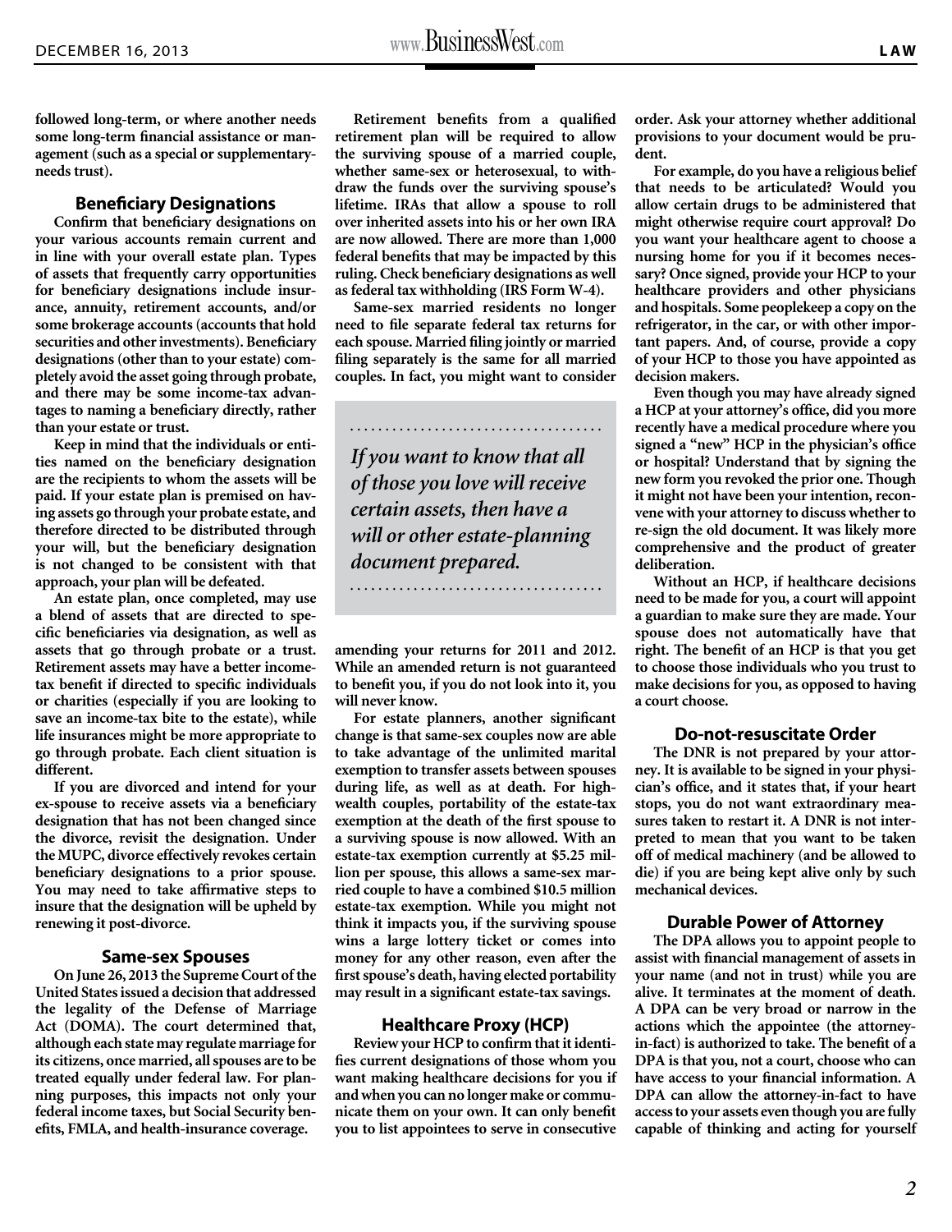followed long-term, or where another needs some long-term financial assistance or management (such as a special or supplementary-needs trust).

### Beneficiary Designations

Confirm that beneficiary designations on your various accounts remain current and in line with your overall estate plan. Types of assets that frequently carry opportunities for beneficiary designations include insurance, annuity, retirement accounts, and/or some brokerage accounts (accounts that hold securities and other investments). Beneficiary designations (other than to your estate) completely avoid the asset going through probate, and there may be some income-tax advantages to naming a beneficiary directly, rather than your estate or trust.

Keep in mind that the individuals or entities named on the beneficiary designation are the recipients to whom the assets will be paid. If your estate plan is premised on having assets go through your probate estate, and therefore directed to be distributed through your will, but the beneficiary designation is not changed to be consistent with that approach, your plan will be defeated.

An estate plan, once completed, may use a blend of assets that are directed to specific beneficiaries via designation, as well as assets that go through probate or a trust. Retirement assets may have a better income-tax benefit if directed to specific individuals or charities (especially if you are looking to save an income-tax bite to the estate), while life insurances might be more appropriate to go through probate. Each client situation is different.

If you are divorced and intend for your ex-spouse to receive assets via a beneficiary designation that has not been changed since the divorce, revisit the designation. Under the MUPC, divorce effectively revokes certain beneficiary designations to a prior spouse. You may need to take affirmative steps to insure that the designation will be upheld by renewing it post-divorce.

### Same-sex Spouses

On June 26, 2013 the Supreme Court of the United States issued a decision that addressed the legality of the Defense of Marriage Act (DOMA). The court determined that, although each state may regulate marriage for its citizens, once married, all spouses are to be treated equally under federal law. For planning purposes, this impacts not only your federal income taxes, but Social Security benefits, FMLA, and health-insurance coverage.

Retirement benefits from a qualified retirement plan will be required to allow the surviving spouse of a married couple, whether same-sex or heterosexual, to withdraw the funds over the surviving spouse's lifetime. IRAs that allow a spouse to roll over inherited assets into his or her own IRA are now allowed. There are more than 1,000 federal benefits that may be impacted by this ruling. Check beneficiary designations as well as federal tax withholding (IRS Form W-4).

Same-sex married residents no longer need to file separate federal tax returns for each spouse. Married filing jointly or married filing separately is the same for all married couples. In fact, you might want to consider amending your returns for 2011 and 2012. While an amended return is not guaranteed to benefit you, if you do not look into it, you will never know.

> *If you want to know that all of those you love will receive certain assets, then have a will or other estate-planning document prepared.*

For estate planners, another significant change is that same-sex couples now are able to take advantage of the unlimited marital exemption to transfer assets between spouses during life, as well as at death. For high-wealth couples, portability of the estate-tax exemption at the death of the first spouse to a surviving spouse is now allowed. With an estate-tax exemption currently at $5.25 million per spouse, this allows a same-sex married couple to have a combined $10.5 million estate-tax exemption. While you might not think it impacts you, if the surviving spouse wins a large lottery ticket or comes into money for any other reason, even after the first spouse's death, having elected portability may result in a significant estate-tax savings.

### Healthcare Proxy (HCP)

Review your HCP to confirm that it identifies current designations of those whom you want making healthcare decisions for you if and when you can no longer make or communicate them on your own. It can only benefit you to list appointees to serve in consecutive order. Ask your attorney whether additional provisions to your document would be prudent.

For example, do you have a religious belief that needs to be articulated? Would you allow certain drugs to be administered that might otherwise require court approval? Do you want your healthcare agent to choose a nursing home for you if it becomes necessary? Once signed, provide your HCP to your healthcare providers and other physicians and hospitals. Some peoplekeep a copy on the refrigerator, in the car, or with other important papers. And, of course, provide a copy of your HCP to those you have appointed as decision makers.

Even though you may have already signed a HCP at your attorney's office, did you more recently have a medical procedure where you signed a "new" HCP in the physician's office or hospital? Understand that by signing the new form you revoked the prior one. Though it might not have been your intention, reconvene with your attorney to discuss whether to re-sign the old document. It was likely more comprehensive and the product of greater deliberation.

Without an HCP, if healthcare decisions need to be made for you, a court will appoint a guardian to make sure they are made. Your spouse does not automatically have that right. The benefit of an HCP is that you get to choose those individuals who you trust to make decisions for you, as opposed to having a court choose.

### Do-not-resuscitate Order

The DNR is not prepared by your attorney. It is available to be signed in your physician's office, and it states that, if your heart stops, you do not want extraordinary measures taken to restart it. A DNR is not interpreted to mean that you want to be taken off of medical machinery (and be allowed to die) if you are being kept alive only by such mechanical devices.

### Durable Power of Attorney

The DPA allows you to appoint people to assist with financial management of assets in your name (and not in trust) while you are alive. It terminates at the moment of death. A DPA can be very broad or narrow in the actions which the appointee (the attorney-in-fact) is authorized to take. The benefit of a DPA is that you, not a court, choose who can have access to your financial information. A DPA can allow the attorney-in-fact to have access to your assets even though you are fully capable of thinking and acting for yourself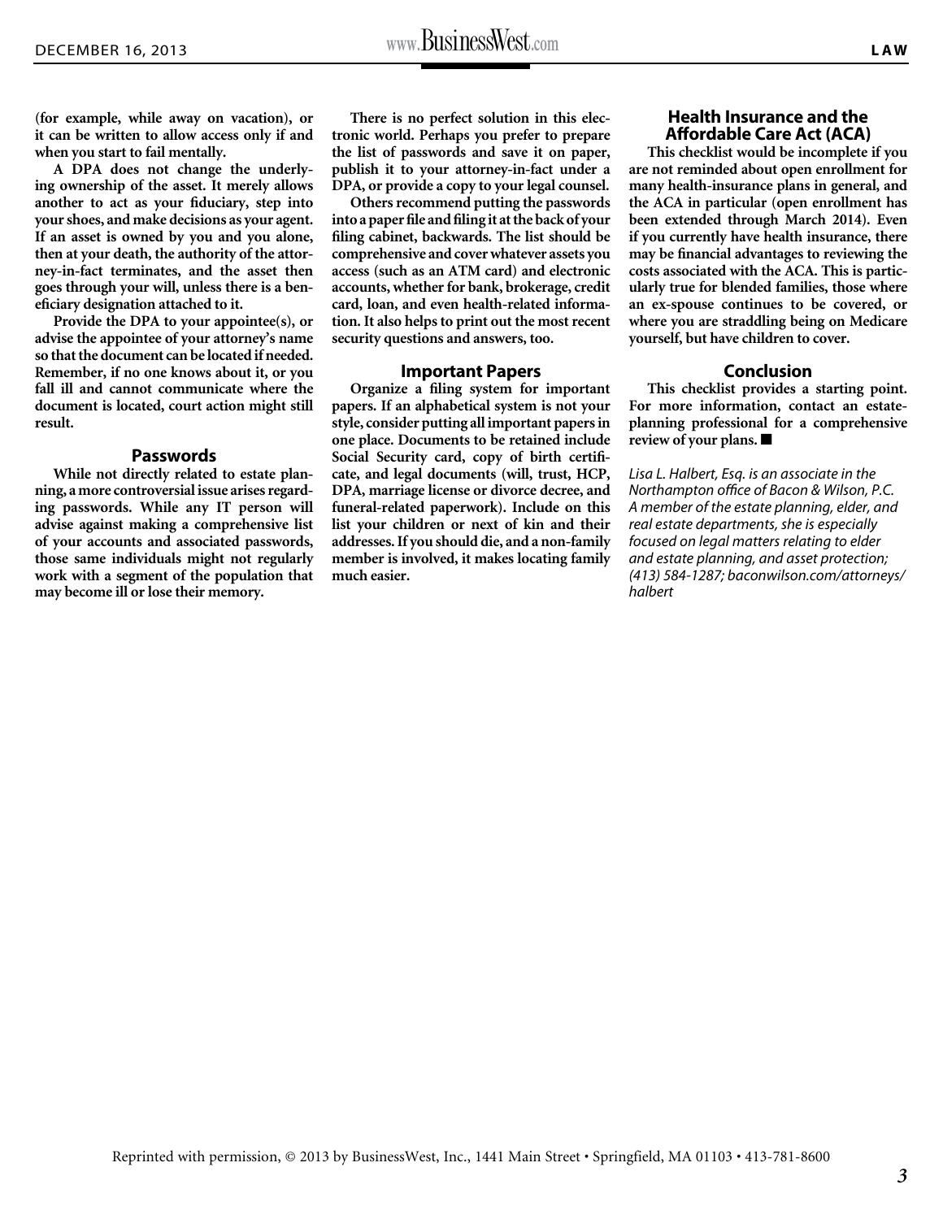(for example, while away on vacation), or it can be written to allow access only if and when you start to fail mentally.

A DPA does not change the underlying ownership of the asset. It merely allows another to act as your fiduciary, step into your shoes, and make decisions as your agent. If an asset is owned by you and you alone, then at your death, the authority of the attorney-in-fact terminates, and the asset then goes through your will, unless there is a beneficiary designation attached to it.

Provide the DPA to your appointee(s), or advise the appointee of your attorney's name so that the document can be located if needed. Remember, if no one knows about it, or you fall ill and cannot communicate where the document is located, court action might still result.

## Passwords

While not directly related to estate planning, a more controversial issue arises regarding passwords. While any IT person will advise against making a comprehensive list of your accounts and associated passwords, those same individuals might not regularly work with a segment of the population that may become ill or lose their memory.

There is no perfect solution in this electronic world. Perhaps you prefer to prepare the list of passwords and save it on paper, publish it to your attorney-in-fact under a DPA, or provide a copy to your legal counsel.

Others recommend putting the passwords into a paper file and filing it at the back of your filing cabinet, backwards. The list should be comprehensive and cover whatever assets you access (such as an ATM card) and electronic accounts, whether for bank, brokerage, credit card, loan, and even health-related information. It also helps to print out the most recent security questions and answers, too.

## Important Papers

Organize a filing system for important papers. If an alphabetical system is not your style, consider putting all important papers in one place. Documents to be retained include Social Security card, copy of birth certificate, and legal documents (will, trust, HCP, DPA, marriage license or divorce decree, and funeral-related paperwork). Include on this list your children or next of kin and their addresses. If you should die, and a non-family member is involved, it makes locating family much easier.

## Health Insurance and the Affordable Care Act (ACA)

This checklist would be incomplete if you are not reminded about open enrollment for many health-insurance plans in general, and the ACA in particular (open enrollment has been extended through March 2014). Even if you currently have health insurance, there may be financial advantages to reviewing the costs associated with the ACA. This is particularly true for blended families, those where an ex-spouse continues to be covered, or where you are straddling being on Medicare yourself, but have children to cover.

## Conclusion

This checklist provides a starting point. For more information, contact an estate-planning professional for a comprehensive review of your plans. ■

*Lisa L. Halbert, Esq. is an associate in the Northampton office of Bacon & Wilson, P.C. A member of the estate planning, elder, and real estate departments, she is especially focused on legal matters relating to elder and estate planning, and asset protection; (413) 584-1287; baconwilson.com/attorneys/halbert*

Reprinted with permission, © 2013 by BusinessWest, Inc., 1441 Main Street • Springfield, MA 01103 • 413-781-8600